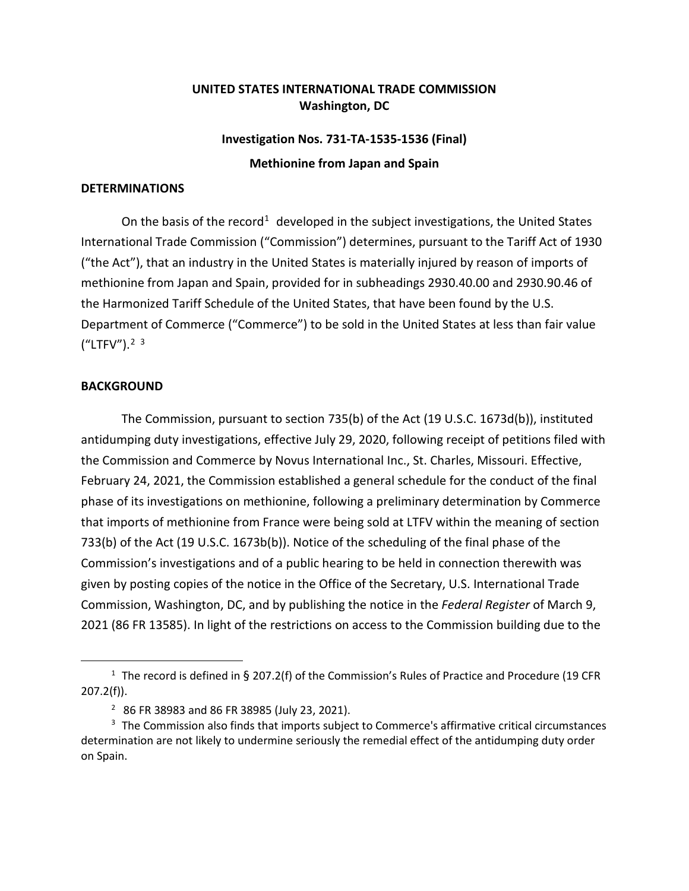**UNITED STATES INTERNATIONAL TRADE COMMISSION**
**Washington, DC**

**Investigation Nos. 731-TA-1535-1536 (Final)**

**Methionine from Japan and Spain**

## DETERMINATIONS

On the basis of the record[1] developed in the subject investigations, the United States International Trade Commission ("Commission") determines, pursuant to the Tariff Act of 1930 ("the Act"), that an industry in the United States is materially injured by reason of imports of methionine from Japan and Spain, provided for in subheadings 2930.40.00 and 2930.90.46 of the Harmonized Tariff Schedule of the United States, that have been found by the U.S. Department of Commerce ("Commerce") to be sold in the United States at less than fair value ("LTFV").[2] [3]

## BACKGROUND

The Commission, pursuant to section 735(b) of the Act (19 U.S.C. 1673d(b)), instituted antidumping duty investigations, effective July 29, 2020, following receipt of petitions filed with the Commission and Commerce by Novus International Inc., St. Charles, Missouri. Effective, February 24, 2021, the Commission established a general schedule for the conduct of the final phase of its investigations on methionine, following a preliminary determination by Commerce that imports of methionine from France were being sold at LTFV within the meaning of section 733(b) of the Act (19 U.S.C. 1673b(b)). Notice of the scheduling of the final phase of the Commission's investigations and of a public hearing to be held in connection therewith was given by posting copies of the notice in the Office of the Secretary, U.S. International Trade Commission, Washington, DC, and by publishing the notice in the *Federal Register* of March 9, 2021 (86 FR 13585). In light of the restrictions on access to the Commission building due to the

---

[1] The record is defined in § 207.2(f) of the Commission's Rules of Practice and Procedure (19 CFR 207.2(f)).

[2] 86 FR 38983 and 86 FR 38985 (July 23, 2021).

[3] The Commission also finds that imports subject to Commerce's affirmative critical circumstances determination are not likely to undermine seriously the remedial effect of the antidumping duty order on Spain.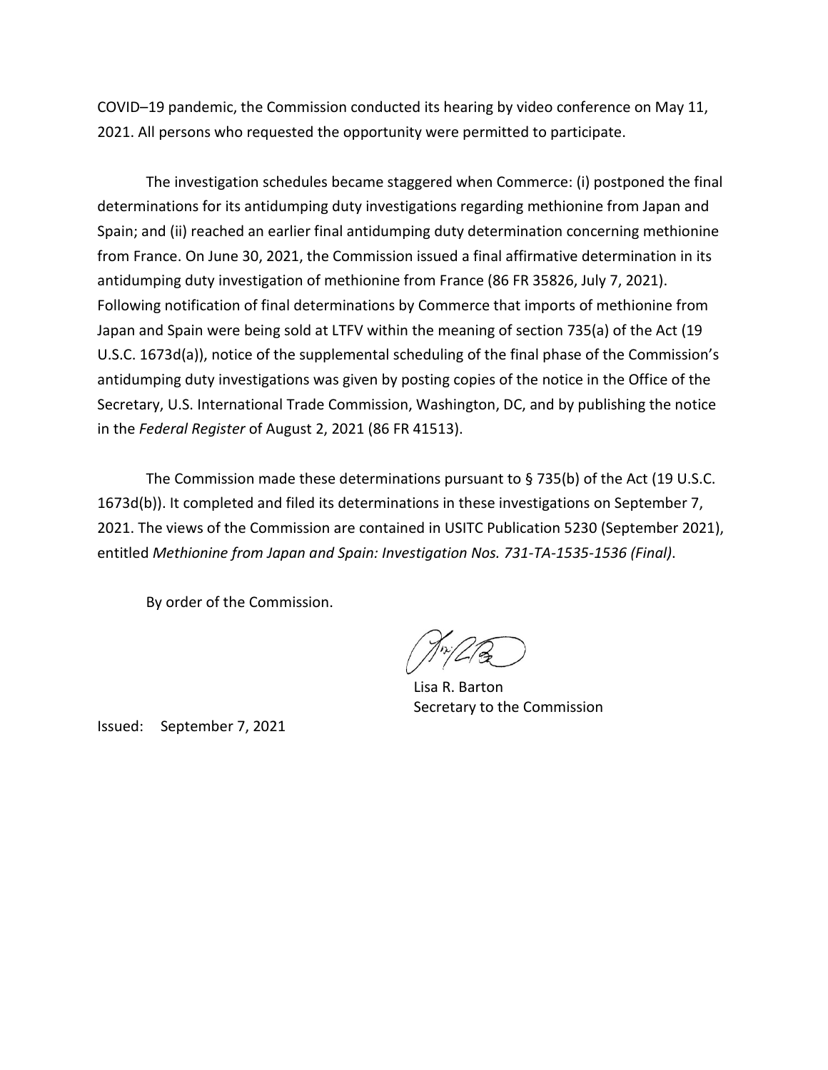COVID–19 pandemic, the Commission conducted its hearing by video conference on May 11, 2021. All persons who requested the opportunity were permitted to participate.

The investigation schedules became staggered when Commerce: (i) postponed the final determinations for its antidumping duty investigations regarding methionine from Japan and Spain; and (ii) reached an earlier final antidumping duty determination concerning methionine from France. On June 30, 2021, the Commission issued a final affirmative determination in its antidumping duty investigation of methionine from France (86 FR 35826, July 7, 2021). Following notification of final determinations by Commerce that imports of methionine from Japan and Spain were being sold at LTFV within the meaning of section 735(a) of the Act (19 U.S.C. 1673d(a)), notice of the supplemental scheduling of the final phase of the Commission's antidumping duty investigations was given by posting copies of the notice in the Office of the Secretary, U.S. International Trade Commission, Washington, DC, and by publishing the notice in the *Federal Register* of August 2, 2021 (86 FR 41513).

The Commission made these determinations pursuant to § 735(b) of the Act (19 U.S.C. 1673d(b)). It completed and filed its determinations in these investigations on September 7, 2021. The views of the Commission are contained in USITC Publication 5230 (September 2021), entitled *Methionine from Japan and Spain: Investigation Nos. 731-TA-1535-1536 (Final)*.

By order of the Commission.

Lisa R. Barton
Secretary to the Commission

Issued: September 7, 2021